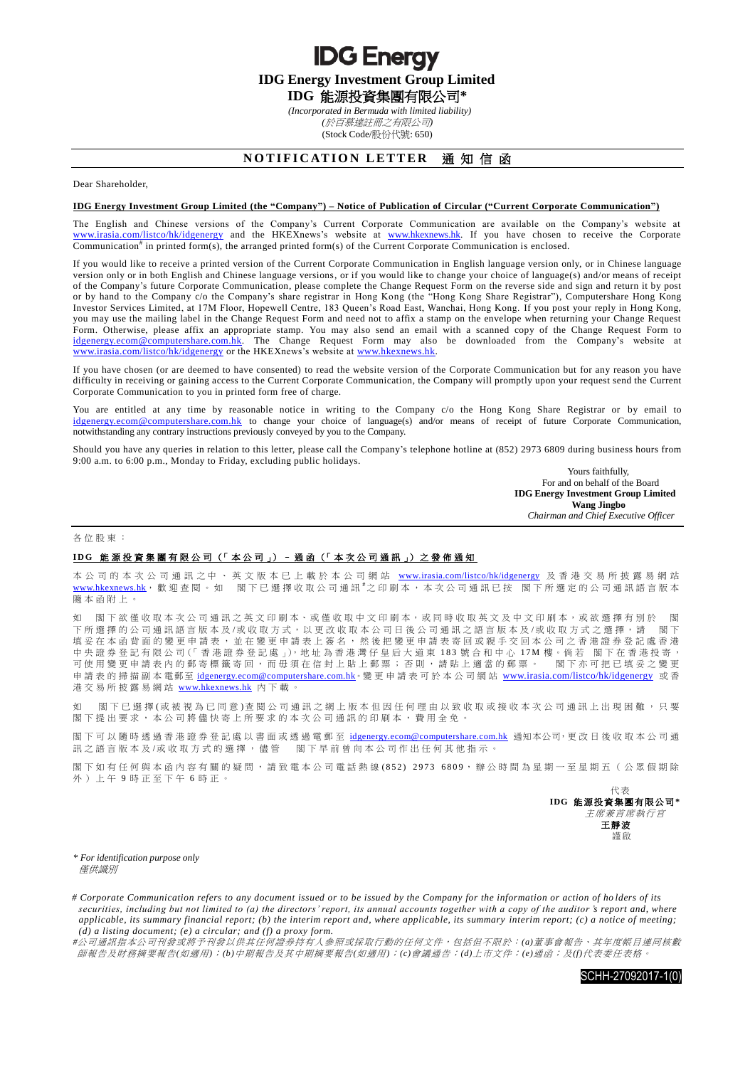# IDG Energy

**IDG Energy Investment Group Limited**

**IDG 能源投資集團有限公司***

*(Incorporated in Bermuda with limited liability)*

*(於百慕達註冊之有限公司)*

(Stock Code/股份代號: 650)

## NOTIFICATION LETTER 通知信函

Dear Shareholder,

**IDG Energy Investment Group Limited (the "Company") – Notice of Publication of Circular ("Current Corporate Communication")**

The English and Chinese versions of the Company's Current Corporate Communication are available on the Company's website at www.irasia.com/listco/hk/idgenergy and the HKEXnews's website at www.hkexnews.hk. If you have chosen to receive the Corporate Communication# in printed form(s), the arranged printed form(s) of the Current Corporate Communication is enclosed.

If you would like to receive a printed version of the Current Corporate Communication in English language version only, or in Chinese language version only or in both English and Chinese language versions, or if you would like to change your choice of language(s) and/or means of receipt of the Company's future Corporate Communication, please complete the Change Request Form on the reverse side and sign and return it by post or by hand to the Company c/o the Company's share registrar in Hong Kong (the "Hong Kong Share Registrar"), Computershare Hong Kong Investor Services Limited, at 17M Floor, Hopewell Centre, 183 Queen's Road East, Wanchai, Hong Kong. If you post your reply in Hong Kong, you may use the mailing label in the Change Request Form and need not to affix a stamp on the envelope when returning your Change Request Form. Otherwise, please affix an appropriate stamp. You may also send an email with a scanned copy of the Change Request Form to idgenergy.ecom@computershare.com.hk. The Change Request Form may also be downloaded from the Company's website at www.irasia.com/listco/hk/idgenergy or the HKEXnews's website at www.hkexnews.hk.

If you have chosen (or are deemed to have consented) to read the website version of the Corporate Communication but for any reason you have difficulty in receiving or gaining access to the Current Corporate Communication, the Company will promptly upon your request send the Current Corporate Communication to you in printed form free of charge.

You are entitled at any time by reasonable notice in writing to the Company c/o the Hong Kong Share Registrar or by email to idgenergy.ecom@computershare.com.hk to change your choice of language(s) and/or means of receipt of future Corporate Communication, notwithstanding any contrary instructions previously conveyed by you to the Company.

Should you have any queries in relation to this letter, please call the Company's telephone hotline at (852) 2973 6809 during business hours from 9:00 a.m. to 6:00 p.m., Monday to Friday, excluding public holidays.

Yours faithfully,
For and on behalf of the Board
**IDG Energy Investment Group Limited**
**Wang Jingbo**
*Chairman and Chief Executive Officer*

---

各位股東：

**IDG 能源投資集團有限公司（「本公司」）– 通函（「本次公司通訊」）之發佈通知**

本公司的本次公司通訊之中、英文版本已上載於本公司網站 www.irasia.com/listco/hk/idgenergy 及香港交易所披露易網站 www.hkexnews.hk，歡迎查閱。如 閣下已選擇收取公司通訊#之印刷本，本次公司通訊已按 閣下所選定的公司通訊語言版本隨本函附上。

如 閣下欲僅收取本次公司通訊之英文印刷本、或僅收取中文印刷本，或同時收取英文及中文印刷本，或欲選擇有別於 閣下所選擇的公司通訊語言版本及/或收取方式，以更改收取本公司日後公司通訊之語言版本及/或收取方式之選擇，請 閣下填妥在本函背面的變更申請表，並在變更申請表上簽名，然後把變更申請表寄回或親手交回本公司之香港證券登記處香港中央證券登記有限公司(「香港證券登記處」)，地址為香港灣仔皇后大道東 183 號合和中心 17M 樓。倘若 閣下在香港投寄，可使用變更申請表內的郵寄標籤寄回，而毋須在信封上貼上郵票；否則，請貼上適當的郵票。 閣下亦可把已填妥之變更申請表的掃描副本電郵至 idgenergy.ecom@computershare.com.hk。變更申請表可於本公司網站 www.irasia.com/listco/hk/idgenergy 或香港交易所披露易網站 www.hkexnews.hk 內下載。

如 閣下已選擇(或被視為已同意)查閱公司通訊之網上版本但因任何理由以致收取或接收本次公司通訊上出現困難，只要 閣下提出要求，本公司將儘快寄上所要求的本次公司通訊的印刷本，費用全免。

閣下可以隨時透過香港證券登記處以書面或透過電郵至 idgenergy.ecom@computershare.com.hk 通知本公司，更改日後收取本公司通訊之語言版本及/或收取方式的選擇，儘管 閣下早前曾向本公司作出任何其他指示。

閣下如有任何與本函內容有關的疑問，請致電本公司電話熱線(852) 2973 6809，辦公時間為星期一至星期五（公眾假期除外）上午 9 時正至下午 6 時正。

代表
**IDG 能源投資集團有限公司***
*主席兼首席執行官*
**王靜波**
謹啟

*\* For identification purpose only*
*僅供識別*

*# Corporate Communication refers to any document issued or to be issued by the Company for the information or action of holders of its securities, including but not limited to (a) the directors' report, its annual accounts together with a copy of the auditor's report and, where applicable, its summary financial report; (b) the interim report and, where applicable, its summary interim report; (c) a notice of meeting; (d) a listing document; (e) a circular; and (f) a proxy form.*

*#公司通訊指本公司刊發或將予刊發以供其任何證券持有人參照或採取行動的任何文件，包括但不限於：(a)董事會報告、其年度帳目連同核數師報告及財務摘要報告(如適用)；(b)中期報告及其中期摘要報告(如適用)；(c)會議通告；(d)上市文件；(e)通函；及(f)代表委任表格。*

SCHH-27092017-1(0)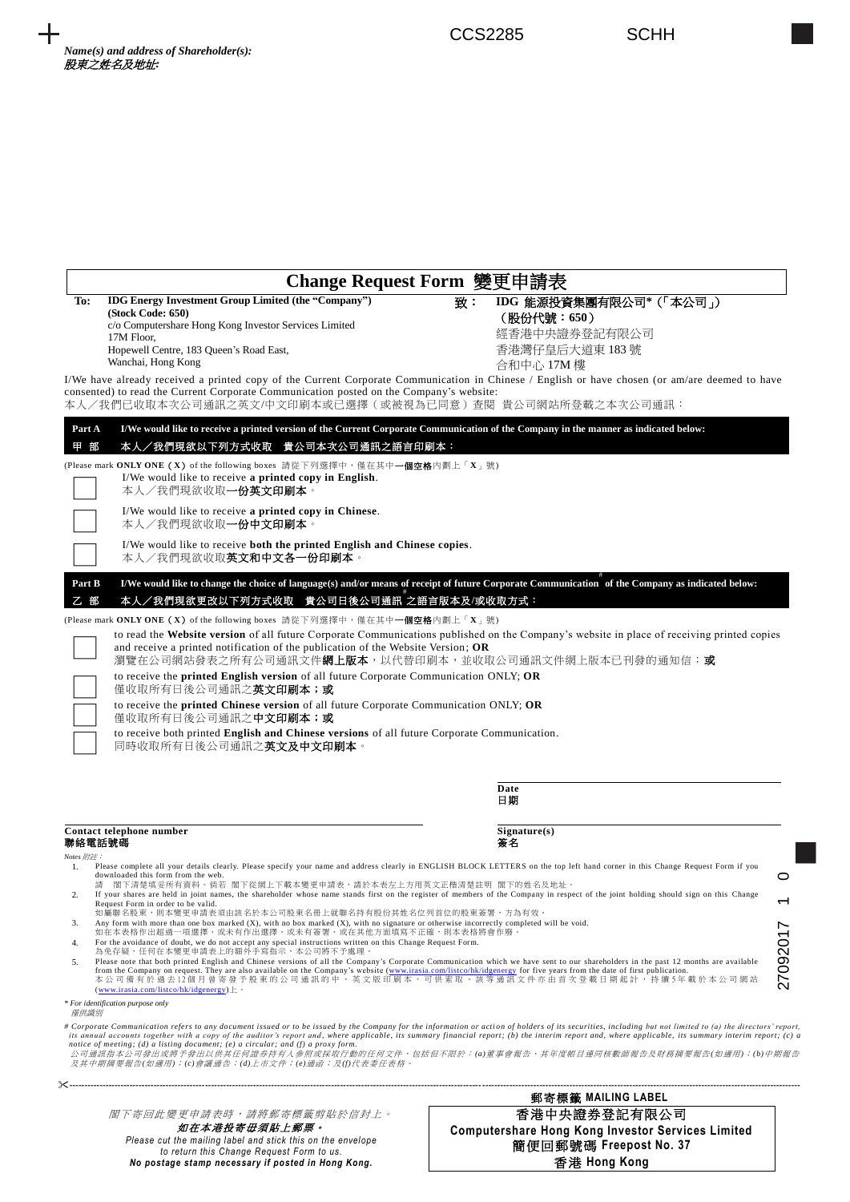CCS2285 SCHH

*Name(s) and address of Shareholder(s):*
*股東之姓名及地址:*

# Change Request Form 變更申請表

**To:** **IDG Energy Investment Group Limited (the "Company")**
**(Stock Code: 650)**
c/o Computershare Hong Kong Investor Services Limited
17M Floor,
Hopewell Centre, 183 Queen's Road East,
Wanchai, Hong Kong

**致：** **IDG 能源投資集團有限公司\*（「本公司」）**
**（股份代號：650）**
經香港中央證券登記有限公司
香港灣仔皇后大道東 183 號
合和中心 17M 樓

I/We have already received a printed copy of the Current Corporate Communication in Chinese / English or have chosen (or am/are deemed to have consented) to read the Current Corporate Communication posted on the Company's website:
本人／我們已收取本次公司通訊之英文/中文印刷本或已選擇（或被視為已同意）查閱 貴公司網站所登載之本次公司通訊：

**Part A** **I/We would like to receive a printed version of the Current Corporate Communication of the Company in the manner as indicated below:**
**甲 部** **本人／我們現欲以下列方式收取 貴公司本次公司通訊之語言印刷本：**

(Please mark **ONLY ONE** (**X**) of the following boxes 請從下列選擇中，僅在其中**一個空格**內劃上「**X**」號)

- ☐ I/We would like to receive **a printed copy in English**.
  本人／我們現欲收取**一份英文印刷本**。
- ☐ I/We would like to receive **a printed copy in Chinese**.
  本人／我們現欲收取**一份中文印刷本**。
- ☐ I/We would like to receive **both the printed English and Chinese copies**.
  本人／我們現欲收取**英文和中文各一份印刷本**。

**Part B** **I/We would like to change the choice of language(s) and/or means of receipt of future Corporate Communication# of the Company as indicated below:**
**乙 部** **本人／我們現欲更改以下列方式收取 貴公司日後公司通訊#之語言版本及/或收取方式：**

(Please mark **ONLY ONE** (**X**) of the following boxes 請從下列選擇中，僅在其中**一個空格**內劃上「**X**」號)

- ☐ to read the **Website version** of all future Corporate Communications published on the Company's website in place of receiving printed copies and receive a printed notification of the publication of the Website Version; **OR**
  瀏覽在公司網站發表之所有公司通訊文件**網上版本**，以代替印刷本，並收取公司通訊文件網上版本已刊發的通知信；**或**
- ☐ to receive the **printed English version** of all future Corporate Communication ONLY; **OR**
  僅收取所有日後公司通訊之**英文印刷本；或**
- ☐ to receive the **printed Chinese version** of all future Corporate Communication ONLY; **OR**
  僅收取所有日後公司通訊之**中文印刷本；或**
- ☐ to receive both printed **English and Chinese versions** of all future Corporate Communication.
  同時收取所有日後公司通訊之**英文及中文印刷本**。

**Date**
**日期**

**Contact telephone number**
**聯絡電話號碼**

**Signature(s)**
**簽名**

*Notes 附註：*

1. Please complete all your details clearly. Please specify your name and address clearly in ENGLISH BLOCK LETTERS on the top left hand corner in this Change Request Form if you downloaded this form from the web.
   請 閣下清楚填妥所有資料。倘若 閣下從網上下載本變更申請表，請於本表左上方用英文正楷清楚註明 閣下的姓名及地址。
2. If your shares are held in joint names, the shareholder whose name stands first on the register of members of the Company in respect of the joint holding should sign on this Change Request Form in order to be valid.
   如屬聯名股東，則本變更申請表須由該名於本公司股東名冊上就聯名持有股份其姓名位列首位的股東簽署，方為有效。
3. Any form with more than one box marked (X), with no box marked (X), with no signature or otherwise incorrectly completed will be void.
   如在本表格作出超過一項選擇、或未有作出選擇、或未有簽署、或在其他方面填寫不正確，則本表格將會作廢。
4. For the avoidance of doubt, we do not accept any special instructions written on this Change Request Form.
   為免存疑，任何在本變更申請表上的額外手寫指示，本公司將不予處理。
5. Please note that both printed English and Chinese versions of all the Company's Corporate Communication which we have sent to our shareholders in the past 12 months are available from the Company on request. They are also available on the Company's website (www.irasia.com/listco/hk/idgenergy) for five years from the date of first publication.
   本公司備有於過去12個月曾寄發予股東的公司通訊的中、英文版印刷本，可供索取。該等通訊文件亦由首次登載日期起計，持續5年載於本公司網站(www.irasia.com/listco/hk/idgenergy)上。

*\* For identification purpose only*
*僅供識別*

*# Corporate Communication refers to any document issued or to be issued by the Company for the information or action of holders of its securities, including but not limited to (a) the directors' report, its annual accounts together with a copy of the auditor's report and, where applicable, its summary financial report; (b) the interim report and, where applicable, its summary interim report; (c) a notice of meeting; (d) a listing document; (e) a circular; and (f) a proxy form.*
*公司通訊指本公司發出或將予發出以供其任何證券持有人參照或採取行動的任何文件，包括但不限於：(a)董事會報告、其年度帳目連同核數師報告及財務摘要報告(如適用)；(b)中期報告及其中期摘要報告(如適用)；(c)會議通告；(d)上市文件；(e)通函；及(f)代表委任表格。*

27092017 1 0

---

*閣下寄回此變更申請表時，請將郵寄標籤剪貼於信封上。*
***如在本港投寄毋須貼上郵票。***
*Please cut the mailing label and stick this on the envelope to return this Change Request Form to us.*
***No postage stamp necessary if posted in Hong Kong.***

**郵寄標籤 MAILING LABEL**
**香港中央證券登記有限公司**
**Computershare Hong Kong Investor Services Limited**
**簡便回郵號碼 Freepost No. 37**
**香港 Hong Kong**